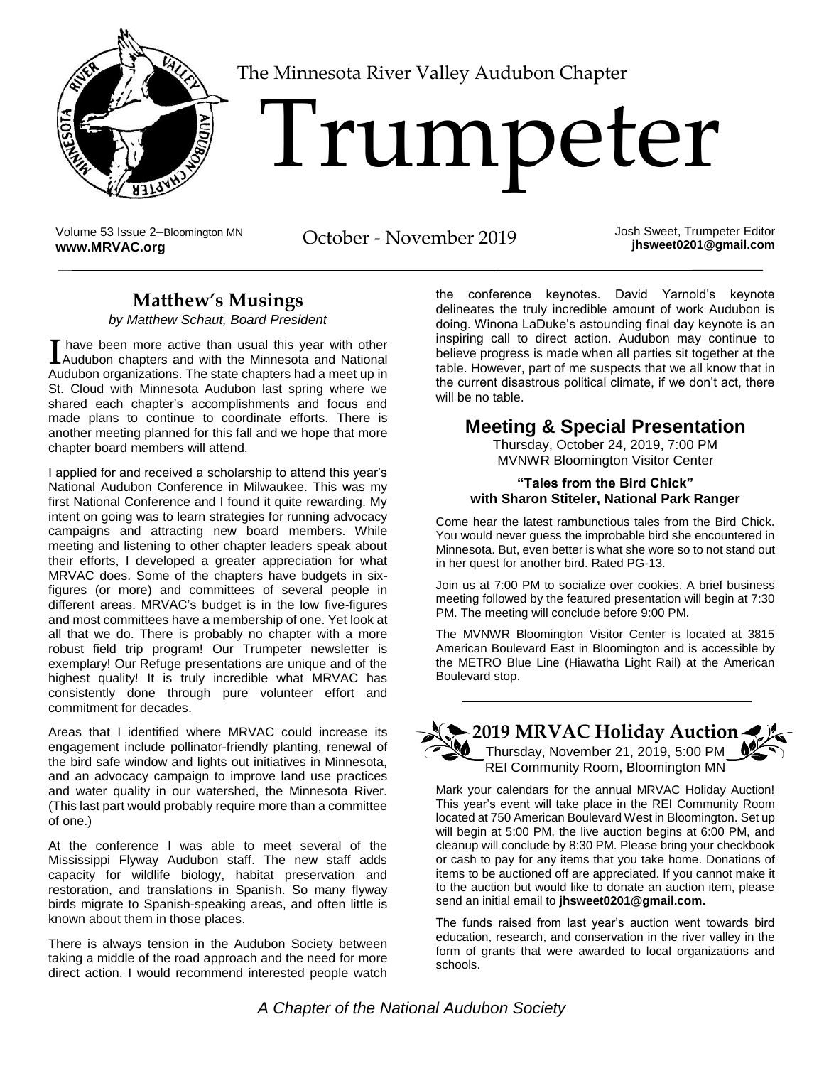The Minnesota River Valley Audubon Chapter

# Trumpeter

Volume 53 Issue 2–Bloomington MN
**www.MRVAC.org**

October - November 2019

Josh Sweet, Trumpeter Editor
**jhsweet0201@gmail.com**

## Matthew's Musings

*by Matthew Schaut, Board President*

I have been more active than usual this year with other Audubon chapters and with the Minnesota and National Audubon organizations. The state chapters had a meet up in St. Cloud with Minnesota Audubon last spring where we shared each chapter's accomplishments and focus and made plans to continue to coordinate efforts. There is another meeting planned for this fall and we hope that more chapter board members will attend.

I applied for and received a scholarship to attend this year's National Audubon Conference in Milwaukee. This was my first National Conference and I found it quite rewarding. My intent on going was to learn strategies for running advocacy campaigns and attracting new board members. While meeting and listening to other chapter leaders speak about their efforts, I developed a greater appreciation for what MRVAC does. Some of the chapters have budgets in six-figures (or more) and committees of several people in different areas. MRVAC's budget is in the low five-figures and most committees have a membership of one. Yet look at all that we do. There is probably no chapter with a more robust field trip program! Our Trumpeter newsletter is exemplary! Our Refuge presentations are unique and of the highest quality! It is truly incredible what MRVAC has consistently done through pure volunteer effort and commitment for decades.

Areas that I identified where MRVAC could increase its engagement include pollinator-friendly planting, renewal of the bird safe window and lights out initiatives in Minnesota, and an advocacy campaign to improve land use practices and water quality in our watershed, the Minnesota River. (This last part would probably require more than a committee of one.)

At the conference I was able to meet several of the Mississippi Flyway Audubon staff. The new staff adds capacity for wildlife biology, habitat preservation and restoration, and translations in Spanish. So many flyway birds migrate to Spanish-speaking areas, and often little is known about them in those places.

There is always tension in the Audubon Society between taking a middle of the road approach and the need for more direct action. I would recommend interested people watch the conference keynotes. David Yarnold's keynote delineates the truly incredible amount of work Audubon is doing. Winona LaDuke's astounding final day keynote is an inspiring call to direct action. Audubon may continue to believe progress is made when all parties sit together at the table. However, part of me suspects that we all know that in the current disastrous political climate, if we don't act, there will be no table.

## Meeting & Special Presentation

Thursday, October 24, 2019, 7:00 PM
MVNWR Bloomington Visitor Center

**"Tales from the Bird Chick"**
**with Sharon Stiteler, National Park Ranger**

Come hear the latest rambunctious tales from the Bird Chick. You would never guess the improbable bird she encountered in Minnesota. But, even better is what she wore so to not stand out in her quest for another bird. Rated PG-13.

Join us at 7:00 PM to socialize over cookies. A brief business meeting followed by the featured presentation will begin at 7:30 PM. The meeting will conclude before 9:00 PM.

The MVNWR Bloomington Visitor Center is located at 3815 American Boulevard East in Bloomington and is accessible by the METRO Blue Line (Hiawatha Light Rail) at the American Boulevard stop.

## 2019 MRVAC Holiday Auction

Thursday, November 21, 2019, 5:00 PM
REI Community Room, Bloomington MN

Mark your calendars for the annual MRVAC Holiday Auction! This year's event will take place in the REI Community Room located at 750 American Boulevard West in Bloomington. Set up will begin at 5:00 PM, the live auction begins at 6:00 PM, and cleanup will conclude by 8:30 PM. Please bring your checkbook or cash to pay for any items that you take home. Donations of items to be auctioned off are appreciated. If you cannot make it to the auction but would like to donate an auction item, please send an initial email to **jhsweet0201@gmail.com.**

The funds raised from last year's auction went towards bird education, research, and conservation in the river valley in the form of grants that were awarded to local organizations and schools.

*A Chapter of the National Audubon Society*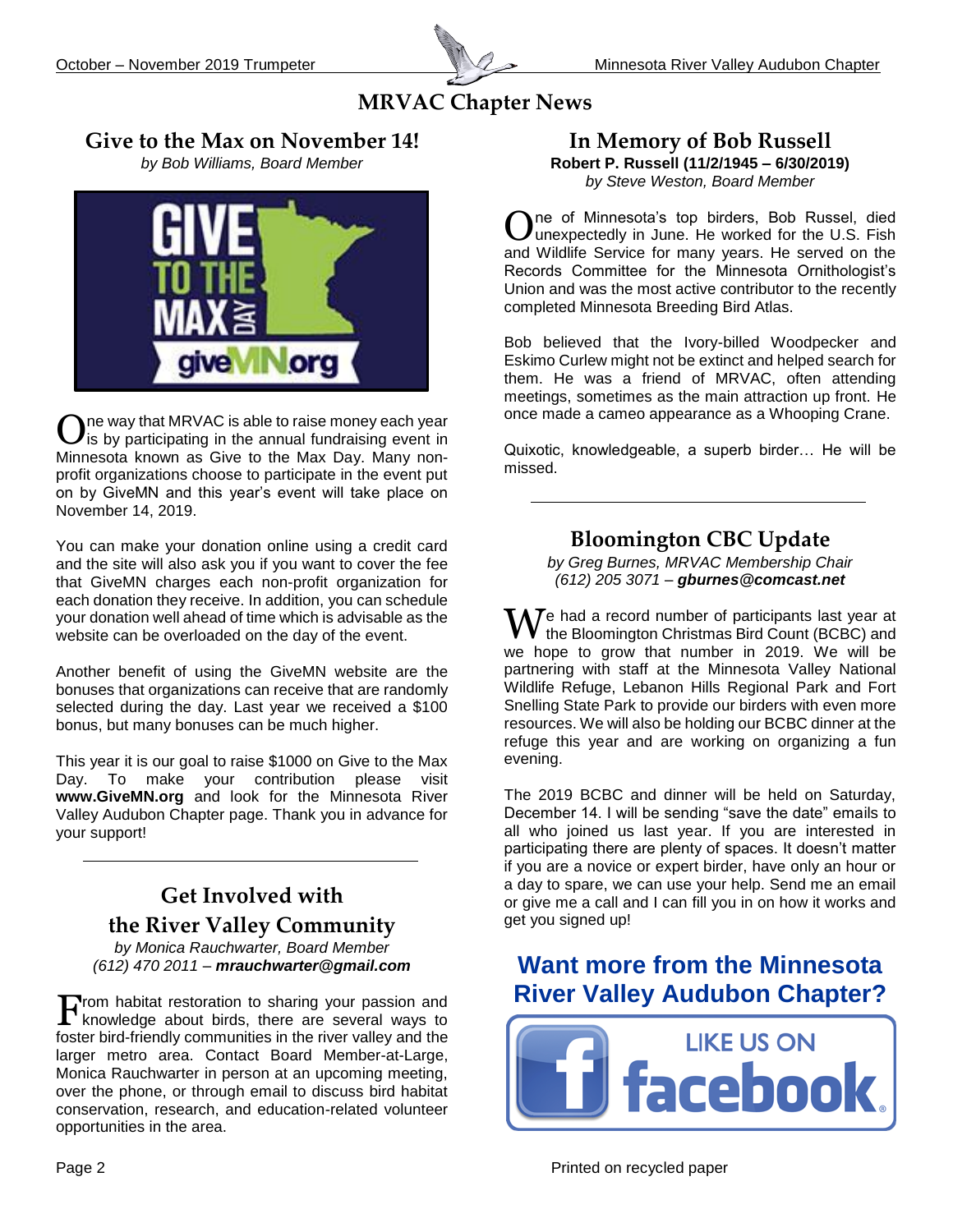# MRVAC Chapter News

## Give to the Max on November 14!

*by Bob Williams, Board Member*

One way that MRVAC is able to raise money each year is by participating in the annual fundraising event in Minnesota known as Give to the Max Day. Many non-profit organizations choose to participate in the event put on by GiveMN and this year's event will take place on November 14, 2019.

You can make your donation online using a credit card and the site will also ask you if you want to cover the fee that GiveMN charges each non-profit organization for each donation they receive. In addition, you can schedule your donation well ahead of time which is advisable as the website can be overloaded on the day of the event.

Another benefit of using the GiveMN website are the bonuses that organizations can receive that are randomly selected during the day. Last year we received a $100 bonus, but many bonuses can be much higher.

This year it is our goal to raise $1000 on Give to the Max Day. To make your contribution please visit **www.GiveMN.org** and look for the Minnesota River Valley Audubon Chapter page. Thank you in advance for your support!

## Get Involved with the River Valley Community

*by Monica Rauchwarter, Board Member*
*(612) 470 2011 – **mrauchwarter@gmail.com***

From habitat restoration to sharing your passion and knowledge about birds, there are several ways to foster bird-friendly communities in the river valley and the larger metro area. Contact Board Member-at-Large, Monica Rauchwarter in person at an upcoming meeting, over the phone, or through email to discuss bird habitat conservation, research, and education-related volunteer opportunities in the area.

## In Memory of Bob Russell

**Robert P. Russell (11/2/1945 – 6/30/2019)**
*by Steve Weston, Board Member*

One of Minnesota's top birders, Bob Russel, died unexpectedly in June. He worked for the U.S. Fish and Wildlife Service for many years. He served on the Records Committee for the Minnesota Ornithologist's Union and was the most active contributor to the recently completed Minnesota Breeding Bird Atlas.

Bob believed that the Ivory-billed Woodpecker and Eskimo Curlew might not be extinct and helped search for them. He was a friend of MRVAC, often attending meetings, sometimes as the main attraction up front. He once made a cameo appearance as a Whooping Crane.

Quixotic, knowledgeable, a superb birder… He will be missed.

## Bloomington CBC Update

*by Greg Burnes, MRVAC Membership Chair*
*(612) 205 3071 – **gburnes@comcast.net***

We had a record number of participants last year at the Bloomington Christmas Bird Count (BCBC) and we hope to grow that number in 2019. We will be partnering with staff at the Minnesota Valley National Wildlife Refuge, Lebanon Hills Regional Park and Fort Snelling State Park to provide our birders with even more resources. We will also be holding our BCBC dinner at the refuge this year and are working on organizing a fun evening.

The 2019 BCBC and dinner will be held on Saturday, December 14. I will be sending "save the date" emails to all who joined us last year. If you are interested in participating there are plenty of spaces. It doesn't matter if you are a novice or expert birder, have only an hour or a day to spare, we can use your help. Send me an email or give me a call and I can fill you in on how it works and get you signed up!

## Want more from the Minnesota River Valley Audubon Chapter?

LIKE US ON facebook

Printed on recycled paper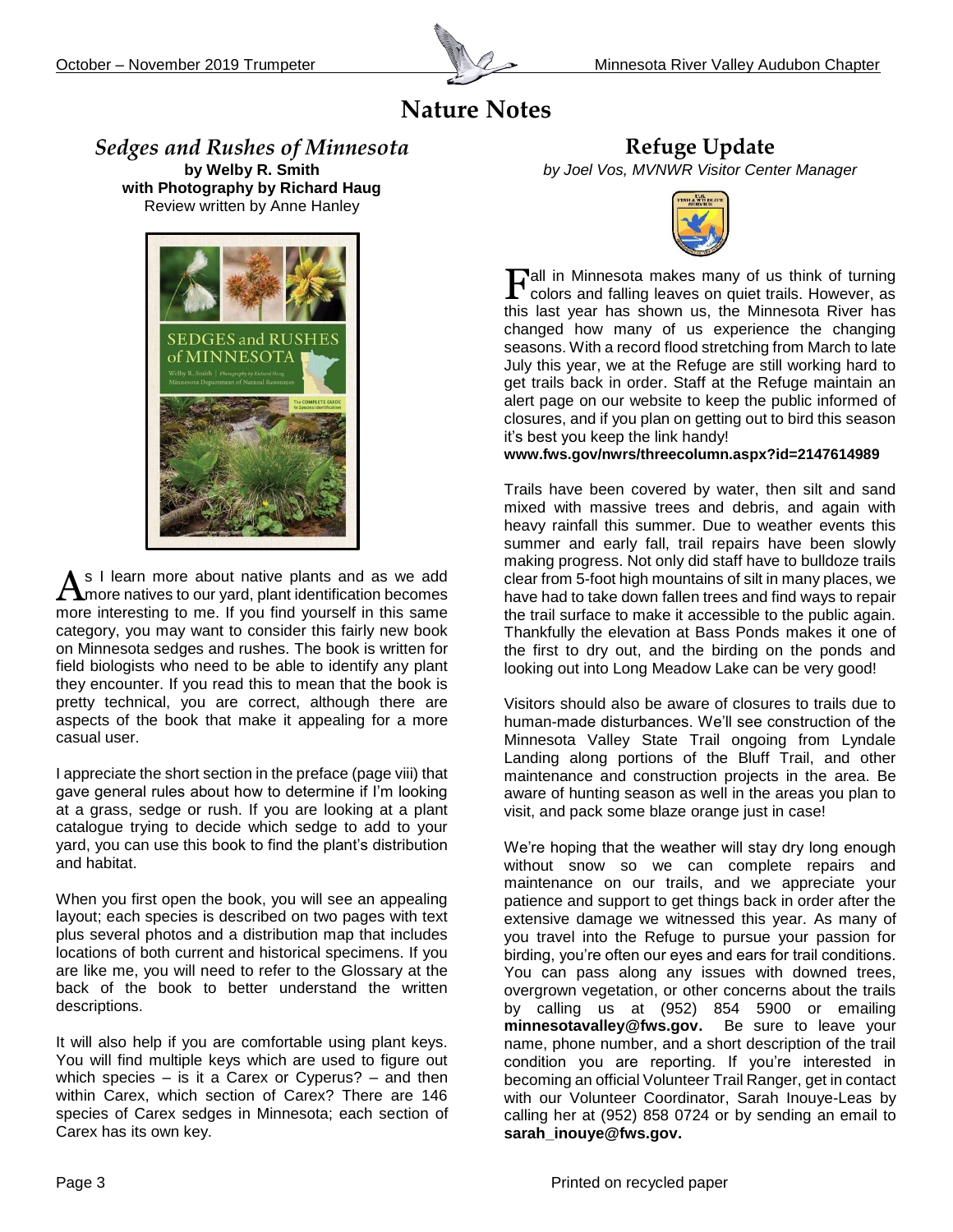# Nature Notes

## *Sedges and Rushes of Minnesota*

**by Welby R. Smith**
**with Photography by Richard Haug**
Review written by Anne Hanley

As I learn more about native plants and as we add more natives to our yard, plant identification becomes more interesting to me. If you find yourself in this same category, you may want to consider this fairly new book on Minnesota sedges and rushes. The book is written for field biologists who need to be able to identify any plant they encounter. If you read this to mean that the book is pretty technical, you are correct, although there are aspects of the book that make it appealing for a more casual user.

I appreciate the short section in the preface (page viii) that gave general rules about how to determine if I'm looking at a grass, sedge or rush. If you are looking at a plant catalogue trying to decide which sedge to add to your yard, you can use this book to find the plant's distribution and habitat.

When you first open the book, you will see an appealing layout; each species is described on two pages with text plus several photos and a distribution map that includes locations of both current and historical specimens. If you are like me, you will need to refer to the Glossary at the back of the book to better understand the written descriptions.

It will also help if you are comfortable using plant keys. You will find multiple keys which are used to figure out which species – is it a Carex or Cyperus? – and then within Carex, which section of Carex? There are 146 species of Carex sedges in Minnesota; each section of Carex has its own key.

## Refuge Update

*by Joel Vos, MVNWR Visitor Center Manager*

Fall in Minnesota makes many of us think of turning colors and falling leaves on quiet trails. However, as this last year has shown us, the Minnesota River has changed how many of us experience the changing seasons. With a record flood stretching from March to late July this year, we at the Refuge are still working hard to get trails back in order. Staff at the Refuge maintain an alert page on our website to keep the public informed of closures, and if you plan on getting out to bird this season it's best you keep the link handy!
**www.fws.gov/nwrs/threecolumn.aspx?id=2147614989**

Trails have been covered by water, then silt and sand mixed with massive trees and debris, and again with heavy rainfall this summer. Due to weather events this summer and early fall, trail repairs have been slowly making progress. Not only did staff have to bulldoze trails clear from 5-foot high mountains of silt in many places, we have had to take down fallen trees and find ways to repair the trail surface to make it accessible to the public again. Thankfully the elevation at Bass Ponds makes it one of the first to dry out, and the birding on the ponds and looking out into Long Meadow Lake can be very good!

Visitors should also be aware of closures to trails due to human-made disturbances. We'll see construction of the Minnesota Valley State Trail ongoing from Lyndale Landing along portions of the Bluff Trail, and other maintenance and construction projects in the area. Be aware of hunting season as well in the areas you plan to visit, and pack some blaze orange just in case!

We're hoping that the weather will stay dry long enough without snow so we can complete repairs and maintenance on our trails, and we appreciate your patience and support to get things back in order after the extensive damage we witnessed this year. As many of you travel into the Refuge to pursue your passion for birding, you're often our eyes and ears for trail conditions. You can pass along any issues with downed trees, overgrown vegetation, or other concerns about the trails by calling us at (952) 854 5900 or emailing **minnesotavalley@fws.gov.** Be sure to leave your name, phone number, and a short description of the trail condition you are reporting. If you're interested in becoming an official Volunteer Trail Ranger, get in contact with our Volunteer Coordinator, Sarah Inouye-Leas by calling her at (952) 858 0724 or by sending an email to **sarah_inouye@fws.gov.**

Printed on recycled paper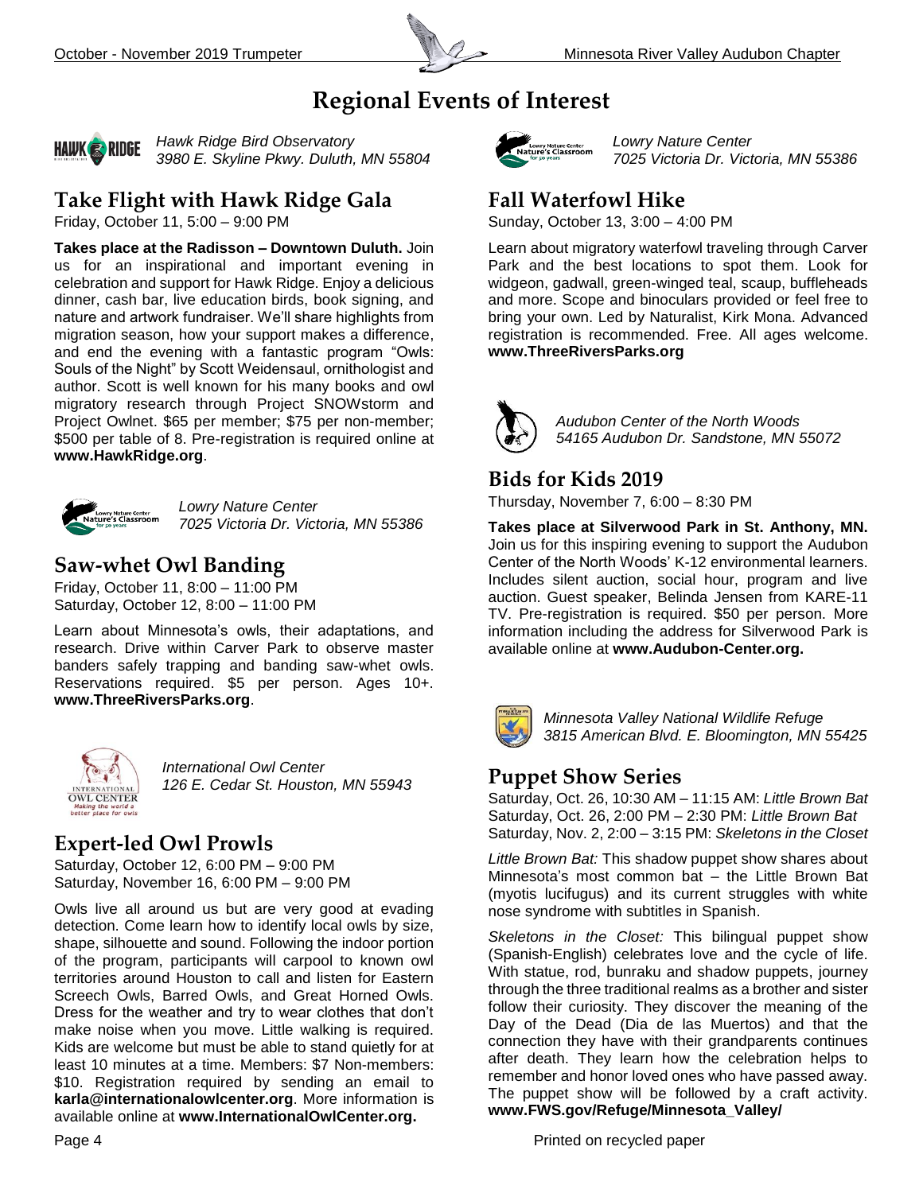# Regional Events of Interest

*Hawk Ridge Bird Observatory*
*3980 E. Skyline Pkwy. Duluth, MN 55804*

## Take Flight with Hawk Ridge Gala

Friday, October 11, 5:00 – 9:00 PM

**Takes place at the Radisson – Downtown Duluth.** Join us for an inspirational and important evening in celebration and support for Hawk Ridge. Enjoy a delicious dinner, cash bar, live education birds, book signing, and nature and artwork fundraiser. We'll share highlights from migration season, how your support makes a difference, and end the evening with a fantastic program "Owls: Souls of the Night" by Scott Weidensaul, ornithologist and author. Scott is well known for his many books and owl migratory research through Project SNOWstorm and Project Owlnet. $65 per member; $75 per non-member; $500 per table of 8. Pre-registration is required online at **www.HawkRidge.org**.

*Lowry Nature Center*
*7025 Victoria Dr. Victoria, MN 55386*

## Saw-whet Owl Banding

Friday, October 11, 8:00 – 11:00 PM
Saturday, October 12, 8:00 – 11:00 PM

Learn about Minnesota's owls, their adaptations, and research. Drive within Carver Park to observe master banders safely trapping and banding saw-whet owls. Reservations required. $5 per person. Ages 10+. **www.ThreeRiversParks.org**.

*International Owl Center*
*126 E. Cedar St. Houston, MN 55943*

## Expert-led Owl Prowls

Saturday, October 12, 6:00 PM – 9:00 PM
Saturday, November 16, 6:00 PM – 9:00 PM

Owls live all around us but are very good at evading detection. Come learn how to identify local owls by size, shape, silhouette and sound. Following the indoor portion of the program, participants will carpool to known owl territories around Houston to call and listen for Eastern Screech Owls, Barred Owls, and Great Horned Owls. Dress for the weather and try to wear clothes that don't make noise when you move. Little walking is required. Kids are welcome but must be able to stand quietly for at least 10 minutes at a time. Members: $7 Non-members: $10. Registration required by sending an email to **karla@internationalowlcenter.org**. More information is available online at **www.InternationalOwlCenter.org.**

*Lowry Nature Center*
*7025 Victoria Dr. Victoria, MN 55386*

## Fall Waterfowl Hike

Sunday, October 13, 3:00 – 4:00 PM

Learn about migratory waterfowl traveling through Carver Park and the best locations to spot them. Look for widgeon, gadwall, green-winged teal, scaup, buffleheads and more. Scope and binoculars provided or feel free to bring your own. Led by Naturalist, Kirk Mona. Advanced registration is recommended. Free. All ages welcome. **www.ThreeRiversParks.org**

*Audubon Center of the North Woods*
*54165 Audubon Dr. Sandstone, MN 55072*

## Bids for Kids 2019

Thursday, November 7, 6:00 – 8:30 PM

**Takes place at Silverwood Park in St. Anthony, MN.** Join us for this inspiring evening to support the Audubon Center of the North Woods' K-12 environmental learners. Includes silent auction, social hour, program and live auction. Guest speaker, Belinda Jensen from KARE-11 TV. Pre-registration is required. $50 per person. More information including the address for Silverwood Park is available online at **www.Audubon-Center.org.**

*Minnesota Valley National Wildlife Refuge*
*3815 American Blvd. E. Bloomington, MN 55425*

## Puppet Show Series

Saturday, Oct. 26, 10:30 AM – 11:15 AM: *Little Brown Bat*
Saturday, Oct. 26, 2:00 PM – 2:30 PM: *Little Brown Bat*
Saturday, Nov. 2, 2:00 – 3:15 PM: *Skeletons in the Closet*

*Little Brown Bat:* This shadow puppet show shares about Minnesota's most common bat – the Little Brown Bat (myotis lucifugus) and its current struggles with white nose syndrome with subtitles in Spanish.

*Skeletons in the Closet:* This bilingual puppet show (Spanish-English) celebrates love and the cycle of life. With statue, rod, bunraku and shadow puppets, journey through the three traditional realms as a brother and sister follow their curiosity. They discover the meaning of the Day of the Dead (Dia de las Muertos) and that the connection they have with their grandparents continues after death. They learn how the celebration helps to remember and honor loved ones who have passed away. The puppet show will be followed by a craft activity. **www.FWS.gov/Refuge/Minnesota_Valley/**

Printed on recycled paper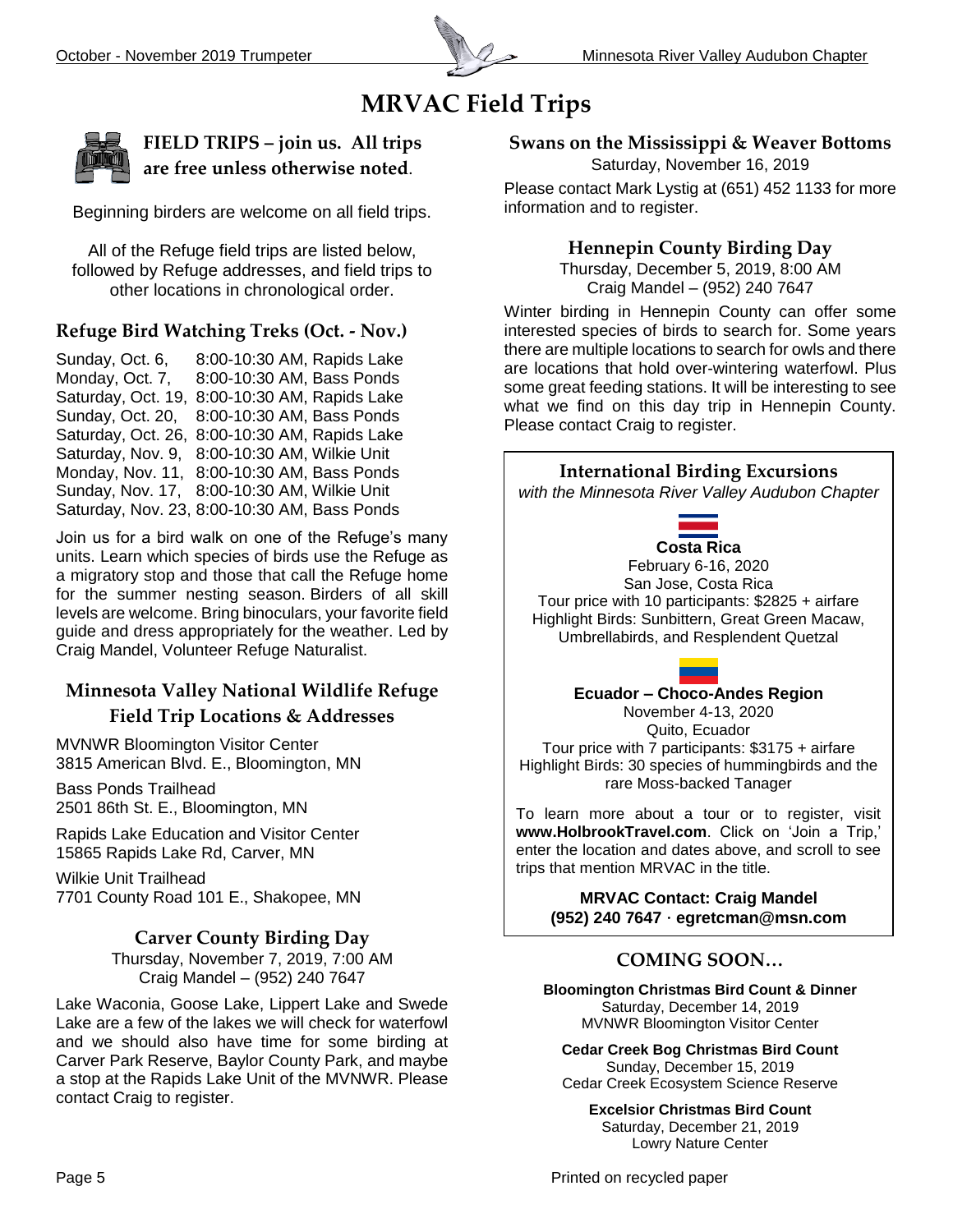# MRVAC Field Trips

**FIELD TRIPS – join us. All trips are free unless otherwise noted**.

Beginning birders are welcome on all field trips.

All of the Refuge field trips are listed below, followed by Refuge addresses, and field trips to other locations in chronological order.

## Refuge Bird Watching Treks (Oct. - Nov.)

| | |
|---|---|
| Sunday, Oct. 6, | 8:00-10:30 AM, Rapids Lake |
| Monday, Oct. 7, | 8:00-10:30 AM, Bass Ponds |
| Saturday, Oct. 19, | 8:00-10:30 AM, Rapids Lake |
| Sunday, Oct. 20, | 8:00-10:30 AM, Bass Ponds |
| Saturday, Oct. 26, | 8:00-10:30 AM, Rapids Lake |
| Saturday, Nov. 9, | 8:00-10:30 AM, Wilkie Unit |
| Monday, Nov. 11, | 8:00-10:30 AM, Bass Ponds |
| Sunday, Nov. 17, | 8:00-10:30 AM, Wilkie Unit |
| Saturday, Nov. 23, | 8:00-10:30 AM, Bass Ponds |

Join us for a bird walk on one of the Refuge's many units. Learn which species of birds use the Refuge as a migratory stop and those that call the Refuge home for the summer nesting season. Birders of all skill levels are welcome. Bring binoculars, your favorite field guide and dress appropriately for the weather. Led by Craig Mandel, Volunteer Refuge Naturalist.

## Minnesota Valley National Wildlife Refuge Field Trip Locations & Addresses

MVNWR Bloomington Visitor Center
3815 American Blvd. E., Bloomington, MN

Bass Ponds Trailhead
2501 86th St. E., Bloomington, MN

Rapids Lake Education and Visitor Center
15865 Rapids Lake Rd, Carver, MN

Wilkie Unit Trailhead
7701 County Road 101 E., Shakopee, MN

## Carver County Birding Day

Thursday, November 7, 2019, 7:00 AM
Craig Mandel – (952) 240 7647

Lake Waconia, Goose Lake, Lippert Lake and Swede Lake are a few of the lakes we will check for waterfowl and we should also have time for some birding at Carver Park Reserve, Baylor County Park, and maybe a stop at the Rapids Lake Unit of the MVNWR. Please contact Craig to register.

## Swans on the Mississippi & Weaver Bottoms

Saturday, November 16, 2019

Please contact Mark Lystig at (651) 452 1133 for more information and to register.

## Hennepin County Birding Day

Thursday, December 5, 2019, 8:00 AM
Craig Mandel – (952) 240 7647

Winter birding in Hennepin County can offer some interested species of birds to search for. Some years there are multiple locations to search for owls and there are locations that hold over-wintering waterfowl. Plus some great feeding stations. It will be interesting to see what we find on this day trip in Hennepin County. Please contact Craig to register.

## International Birding Excursions

*with the Minnesota River Valley Audubon Chapter*

**Costa Rica**
February 6-16, 2020
San Jose, Costa Rica
Tour price with 10 participants: $2825 + airfare
Highlight Birds: Sunbittern, Great Green Macaw, Umbrellabirds, and Resplendent Quetzal

**Ecuador – Choco-Andes Region**
November 4-13, 2020
Quito, Ecuador
Tour price with 7 participants: $3175 + airfare
Highlight Birds: 30 species of hummingbirds and the rare Moss-backed Tanager

To learn more about a tour or to register, visit **www.HolbrookTravel.com**. Click on 'Join a Trip,' enter the location and dates above, and scroll to see trips that mention MRVAC in the title.

**MRVAC Contact: Craig Mandel**
**(952) 240 7647 · egretcman@msn.com**

## COMING SOON…

**Bloomington Christmas Bird Count & Dinner**
Saturday, December 14, 2019
MVNWR Bloomington Visitor Center

**Cedar Creek Bog Christmas Bird Count**
Sunday, December 15, 2019
Cedar Creek Ecosystem Science Reserve

**Excelsior Christmas Bird Count**
Saturday, December 21, 2019
Lowry Nature Center

Printed on recycled paper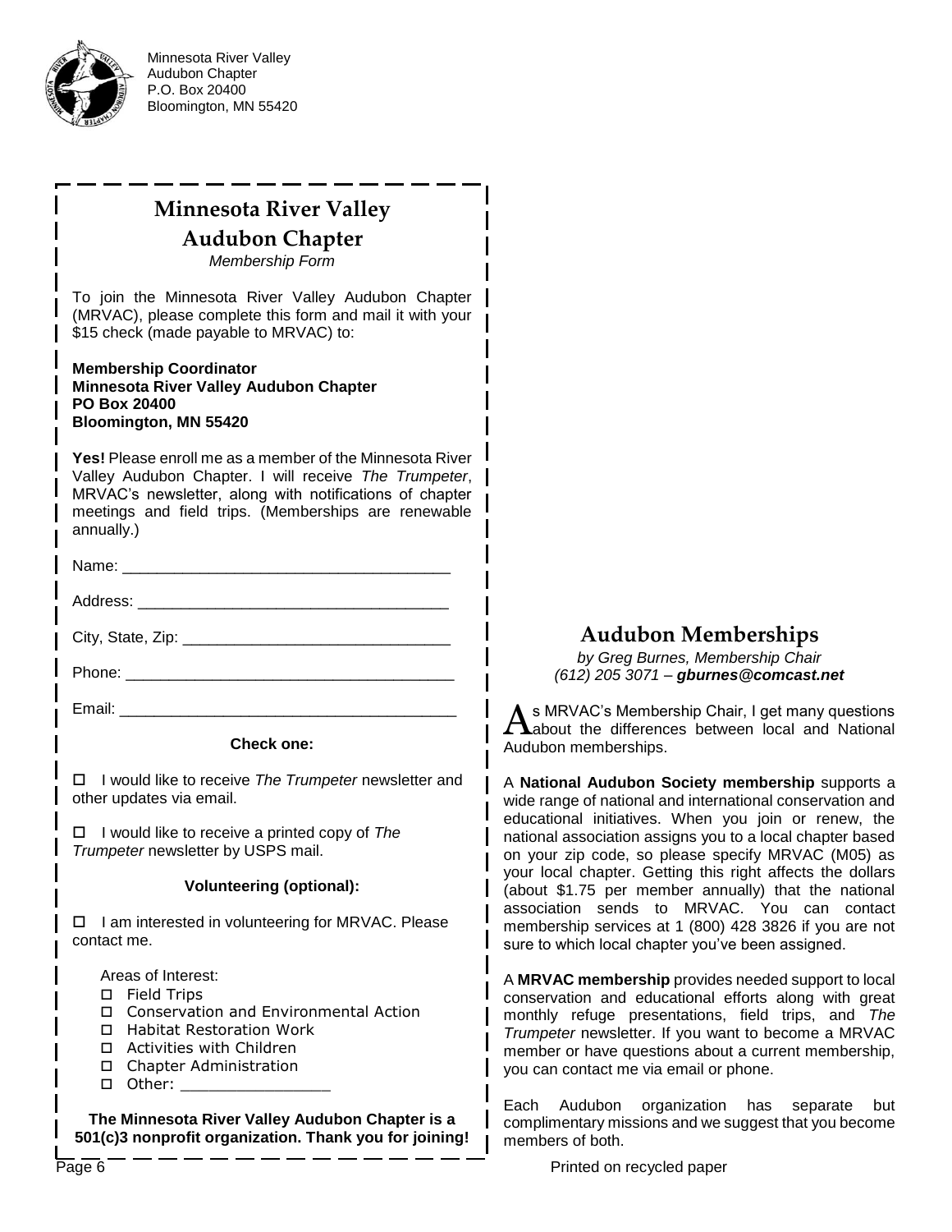Minnesota River Valley
Audubon Chapter
P.O. Box 20400
Bloomington, MN 55420

## Minnesota River Valley Audubon Chapter

*Membership Form*

To join the Minnesota River Valley Audubon Chapter (MRVAC), please complete this form and mail it with your $15 check (made payable to MRVAC) to:

**Membership Coordinator**
**Minnesota River Valley Audubon Chapter**
**PO Box 20400**
**Bloomington, MN 55420**

**Yes!** Please enroll me as a member of the Minnesota River Valley Audubon Chapter. I will receive *The Trumpeter*, MRVAC's newsletter, along with notifications of chapter meetings and field trips. (Memberships are renewable annually.)

Name: ____________________________________

Address: __________________________________

City, State, Zip: ______________________________

Phone: ____________________________________

Email: _____________________________________

**Check one:**

☐ I would like to receive *The Trumpeter* newsletter and other updates via email.

☐ I would like to receive a printed copy of *The Trumpeter* newsletter by USPS mail.

**Volunteering (optional):**

☐ I am interested in volunteering for MRVAC. Please contact me.

Areas of Interest:
- ☐ Field Trips
- ☐ Conservation and Environmental Action
- ☐ Habitat Restoration Work
- ☐ Activities with Children
- ☐ Chapter Administration
- ☐ Other: _______________

**The Minnesota River Valley Audubon Chapter is a 501(c)3 nonprofit organization. Thank you for joining!**

## Audubon Memberships

*by Greg Burnes, Membership Chair*
*(612) 205 3071 – **gburnes@comcast.net***

As MRVAC's Membership Chair, I get many questions about the differences between local and National Audubon memberships.

A **National Audubon Society membership** supports a wide range of national and international conservation and educational initiatives. When you join or renew, the national association assigns you to a local chapter based on your zip code, so please specify MRVAC (M05) as your local chapter. Getting this right affects the dollars (about $1.75 per member annually) that the national association sends to MRVAC. You can contact membership services at 1 (800) 428 3826 if you are not sure to which local chapter you've been assigned.

A **MRVAC membership** provides needed support to local conservation and educational efforts along with great monthly refuge presentations, field trips, and *The Trumpeter* newsletter. If you want to become a MRVAC member or have questions about a current membership, you can contact me via email or phone.

Each Audubon organization has separate but complimentary missions and we suggest that you become members of both.

Printed on recycled paper